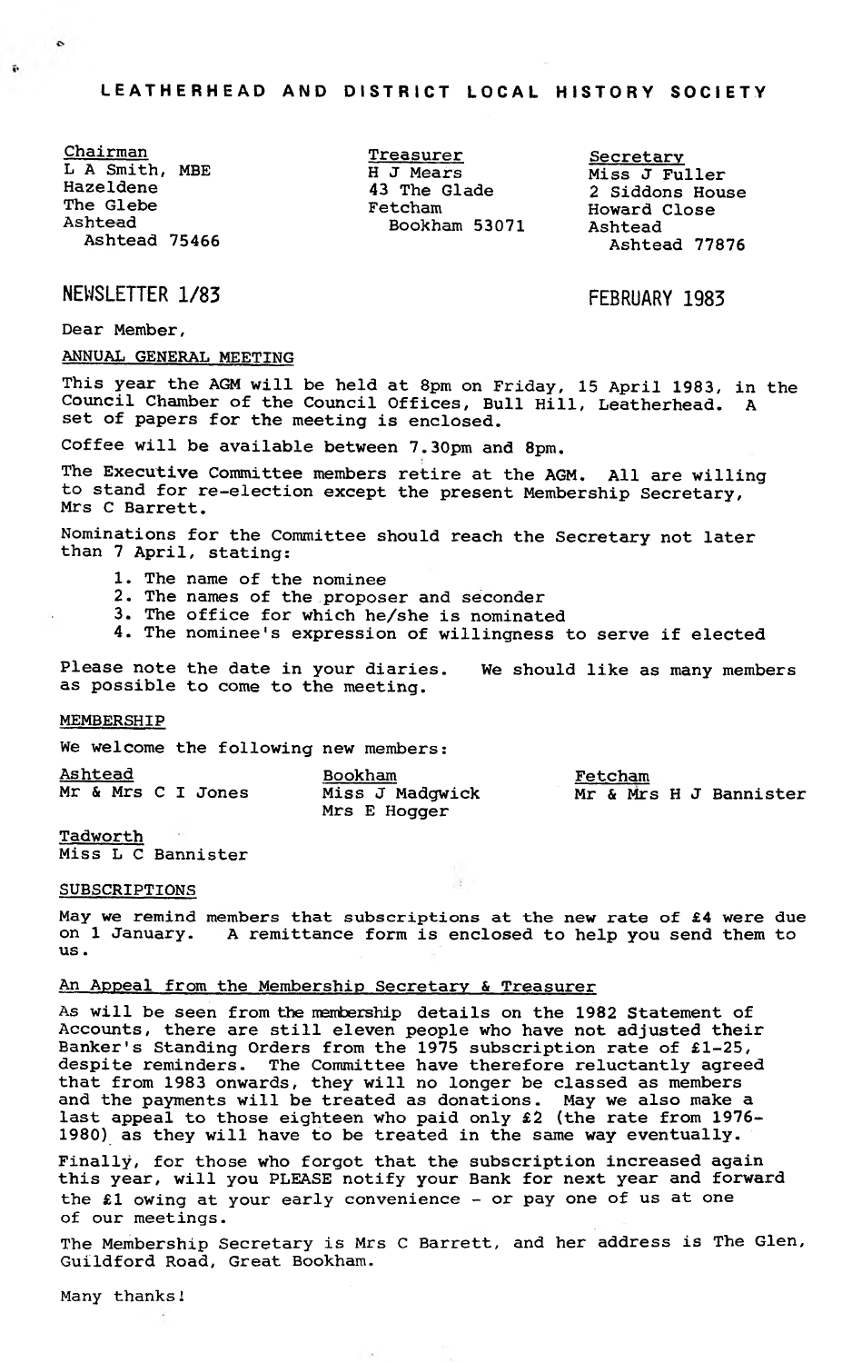# LEATHERHEAD AND DISTRICT LOCAL HISTORY SOCIETY

| Chairman | Treasurer | Secretary |
|---|---|---|
| L A Smith, MBE | H J Mears | Miss J Fuller |
| Hazeldene | 43 The Glade | 2 Siddons House |
| The Glebe | Fetcham | Howard Close |
| Ashtead | Bookham 53071 | Ashtead |
| Ashtead 75466 | | Ashtead 77876 |

## NEWSLETTER 1/83 — FEBRUARY 1983

Dear Member,

### ANNUAL GENERAL MEETING

This year the AGM will be held at 8pm on Friday, 15 April 1983, in the Council Chamber of the Council Offices, Bull Hill, Leatherhead. A set of papers for the meeting is enclosed.

Coffee will be available between 7.30pm and 8pm.

The Executive Committee members retire at the AGM. All are willing to stand for re-election except the present Membership Secretary, Mrs C Barrett.

Nominations for the Committee should reach the Secretary not later than 7 April, stating:

1. The name of the nominee
2. The names of the proposer and seconder
3. The office for which he/she is nominated
4. The nominee's expression of willingness to serve if elected

Please note the date in your diaries. We should like as many members as possible to come to the meeting.

### MEMBERSHIP

We welcome the following new members:

| Ashtead | Bookham | Fetcham |
|---|---|---|
| Mr & Mrs C I Jones | Miss J Madgwick | Mr & Mrs H J Bannister |
| | Mrs E Hogger | |

**Tadworth**
Miss L C Bannister

### SUBSCRIPTIONS

May we remind members that subscriptions at the new rate of £4 were due on 1 January. A remittance form is enclosed to help you send them to us.

### An Appeal from the Membership Secretary & Treasurer

As will be seen from the membership details on the 1982 Statement of Accounts, there are still eleven people who have not adjusted their Banker's Standing Orders from the 1975 subscription rate of £1-25, despite reminders. The Committee have therefore reluctantly agreed that from 1983 onwards, they will no longer be classed as members and the payments will be treated as donations. May we also make a last appeal to those eighteen who paid only £2 (the rate from 1976-1980) as they will have to be treated in the same way eventually.

Finally, for those who forgot that the subscription increased again this year, will you PLEASE notify your Bank for next year and forward the £1 owing at your early convenience - or pay one of us at one of our meetings.

The Membership Secretary is Mrs C Barrett, and her address is The Glen, Guildford Road, Great Bookham.

Many thanks!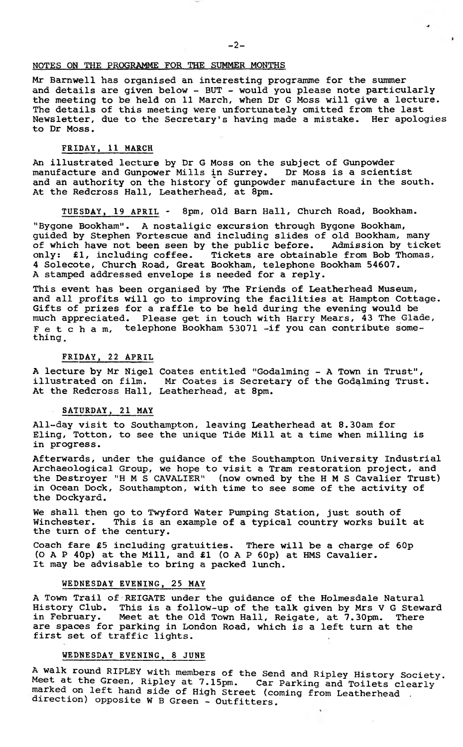## NOTES ON THE PROGRAMME FOR THE SUMMER MONTHS

Mr Barnwell has organised an interesting programme for the summer and details are given below - BUT - would you please note particularly the meeting to be held on 11 March, when Dr G Moss will give a lecture. The details of this meeting were unfortunately omitted from the last Newsletter, due to the Secretary's having made a mistake. Her apologies to Dr Moss.

### FRIDAY, 11 MARCH

An illustrated lecture by Dr G Moss on the subject of Gunpowder manufacture and Gunpower Mills in Surrey. Dr Moss is a scientist and an authority on the history of gunpowder manufacture in the south. At the Redcross Hall, Leatherhead, at 8pm.

### TUESDAY, 19 APRIL - 8pm, Old Barn Hall, Church Road, Bookham.

"Bygone Bookham". A nostaligic excursion through Bygone Bookham, guided by Stephen Fortescue and including slides of old Bookham, many of which have not been seen by the public before. Admission by ticket only: £1, including coffee. Tickets are obtainable from Bob Thomas, 4 Solecote, Church Road, Great Bookham, telephone Bookham 54607. A stamped addressed envelope is needed for a reply.

This event has been organised by The Friends of Leatherhead Museum, and all profits will go to improving the facilities at Hampton Cottage. Gifts of prizes for a raffle to be held during the evening would be much appreciated. Please get in touch with Harry Mears, 43 The Glade, Fetcham, telephone Bookham 53071 -if you can contribute something.

### FRIDAY, 22 APRIL

A lecture by Mr Nigel Coates entitled "Godalming - A Town in Trust", illustrated on film. Mr Coates is Secretary of the Godalming Trust. At the Redcross Hall, Leatherhead, at 8pm.

### SATURDAY, 21 MAY

All-day visit to Southampton, leaving Leatherhead at 8.30am for Eling, Totton, to see the unique Tide Mill at a time when milling is in progress.

Afterwards, under the guidance of the Southampton University Industrial Archaeological Group, we hope to visit a Tram restoration project, and the Destroyer "H M S CAVALIER" (now owned by the H M S Cavalier Trust) in Ocean Dock, Southampton, with time to see some of the activity of the Dockyard.

We shall then go to Twyford Water Pumping Station, just south of Winchester. This is an example of a typical country works built at the turn of the century.

Coach fare £5 including gratuities. There will be a charge of 60p (O A P 40p) at the Mill, and £1 (O A P 60p) at HMS Cavalier. It may be advisable to bring a packed lunch.

### WEDNESDAY EVENING, 25 MAY

A Town Trail of REIGATE under the guidance of the Holmesdale Natural History Club. This is a follow-up of the talk given by Mrs V G Steward in February. Meet at the Old Town Hall, Reigate, at 7.30pm. There are spaces for parking in London Road, which is a left turn at the first set of traffic lights.

### WEDNESDAY EVENING, 8 JUNE

A walk round RIPLEY with members of the Send and Ripley History Society. Meet at the Green, Ripley at 7.15pm. Car Parking and Toilets clearly marked on left hand side of High Street (coming from Leatherhead direction) opposite W B Green - Outfitters.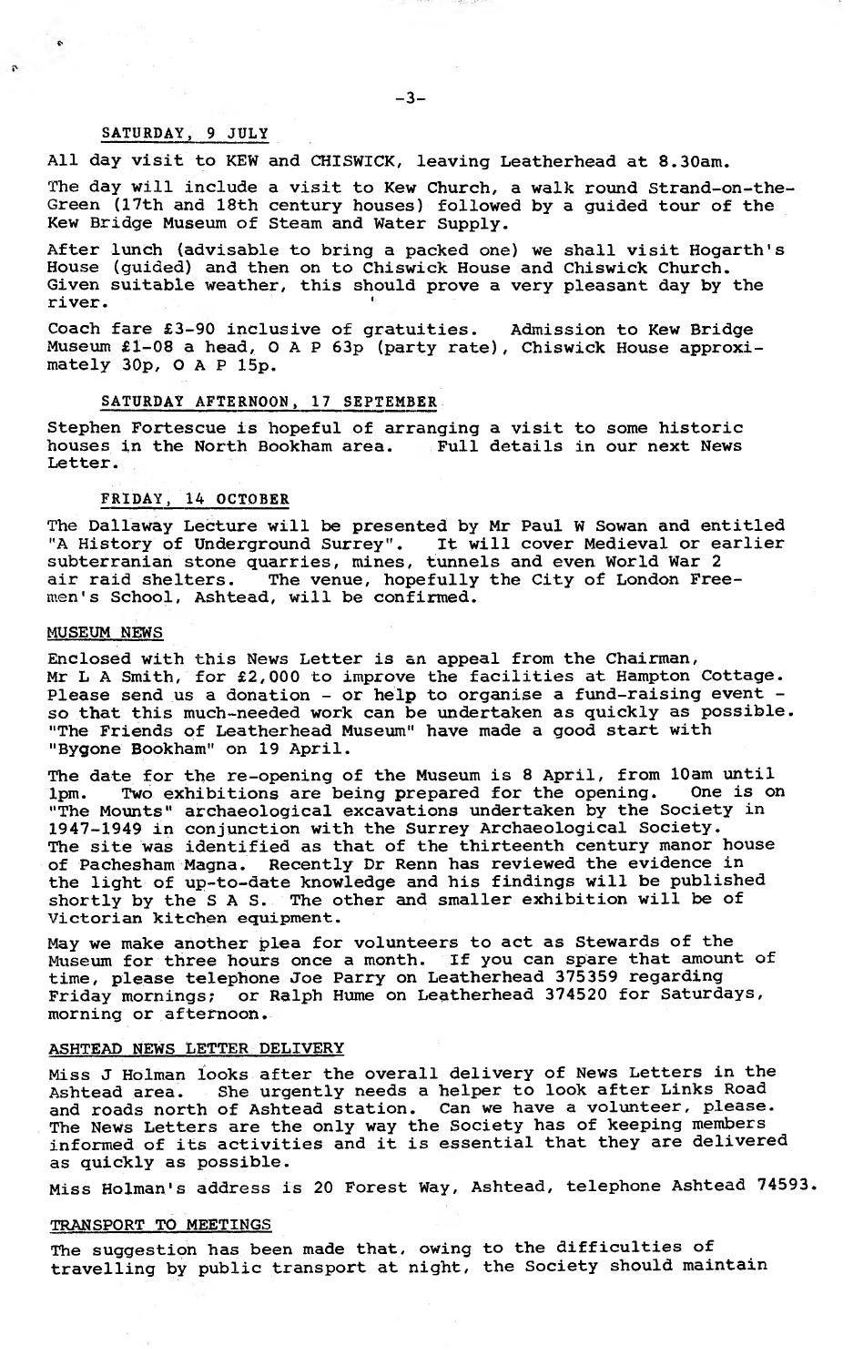## SATURDAY, 9 JULY

All day visit to KEW and CHISWICK, leaving Leatherhead at 8.30am.

The day will include a visit to Kew Church, a walk round Strand-on-the-Green (17th and 18th century houses) followed by a guided tour of the Kew Bridge Museum of Steam and Water Supply.

After lunch (advisable to bring a packed one) we shall visit Hogarth's House (guided) and then on to Chiswick House and Chiswick Church. Given suitable weather, this should prove a very pleasant day by the river.

Coach fare £3-90 inclusive of gratuities. Admission to Kew Bridge Museum £1-08 a head, O A P 63p (party rate), Chiswick House approximately 30p, O A P 15p.

## SATURDAY AFTERNOON, 17 SEPTEMBER

Stephen Fortescue is hopeful of arranging a visit to some historic houses in the North Bookham area. Full details in our next News Letter.

## FRIDAY, 14 OCTOBER

The Dallaway Lecture will be presented by Mr Paul W Sowan and entitled "A History of Underground Surrey". It will cover Medieval or earlier subterranian stone quarries, mines, tunnels and even World War 2 air raid shelters. The venue, hopefully the City of London Freemen's School, Ashtead, will be confirmed.

## MUSEUM NEWS

Enclosed with this News Letter is an appeal from the Chairman, Mr L A Smith, for £2,000 to improve the facilities at Hampton Cottage. Please send us a donation - or help to organise a fund-raising event - so that this much-needed work can be undertaken as quickly as possible. "The Friends of Leatherhead Museum" have made a good start with "Bygone Bookham" on 19 April.

The date for the re-opening of the Museum is 8 April, from 10am until 1pm. Two exhibitions are being prepared for the opening. One is on "The Mounts" archaeological excavations undertaken by the Society in 1947-1949 in conjunction with the Surrey Archaeological Society. The site was identified as that of the thirteenth century manor house of Pachesham Magna. Recently Dr Renn has reviewed the evidence in the light of up-to-date knowledge and his findings will be published shortly by the S A S. The other and smaller exhibition will be of Victorian kitchen equipment.

May we make another plea for volunteers to act as Stewards of the Museum for three hours once a month. If you can spare that amount of time, please telephone Joe Parry on Leatherhead 375359 regarding Friday mornings; or Ralph Hume on Leatherhead 374520 for Saturdays, morning or afternoon.

## ASHTEAD NEWS LETTER DELIVERY

Miss J Holman looks after the overall delivery of News Letters in the Ashtead area. She urgently needs a helper to look after Links Road and roads north of Ashtead station. Can we have a volunteer, please. The News Letters are the only way the Society has of keeping members informed of its activities and it is essential that they are delivered as quickly as possible.

Miss Holman's address is 20 Forest Way, Ashtead, telephone Ashtead 74593.

## TRANSPORT TO MEETINGS

The suggestion has been made that, owing to the difficulties of travelling by public transport at night, the Society should maintain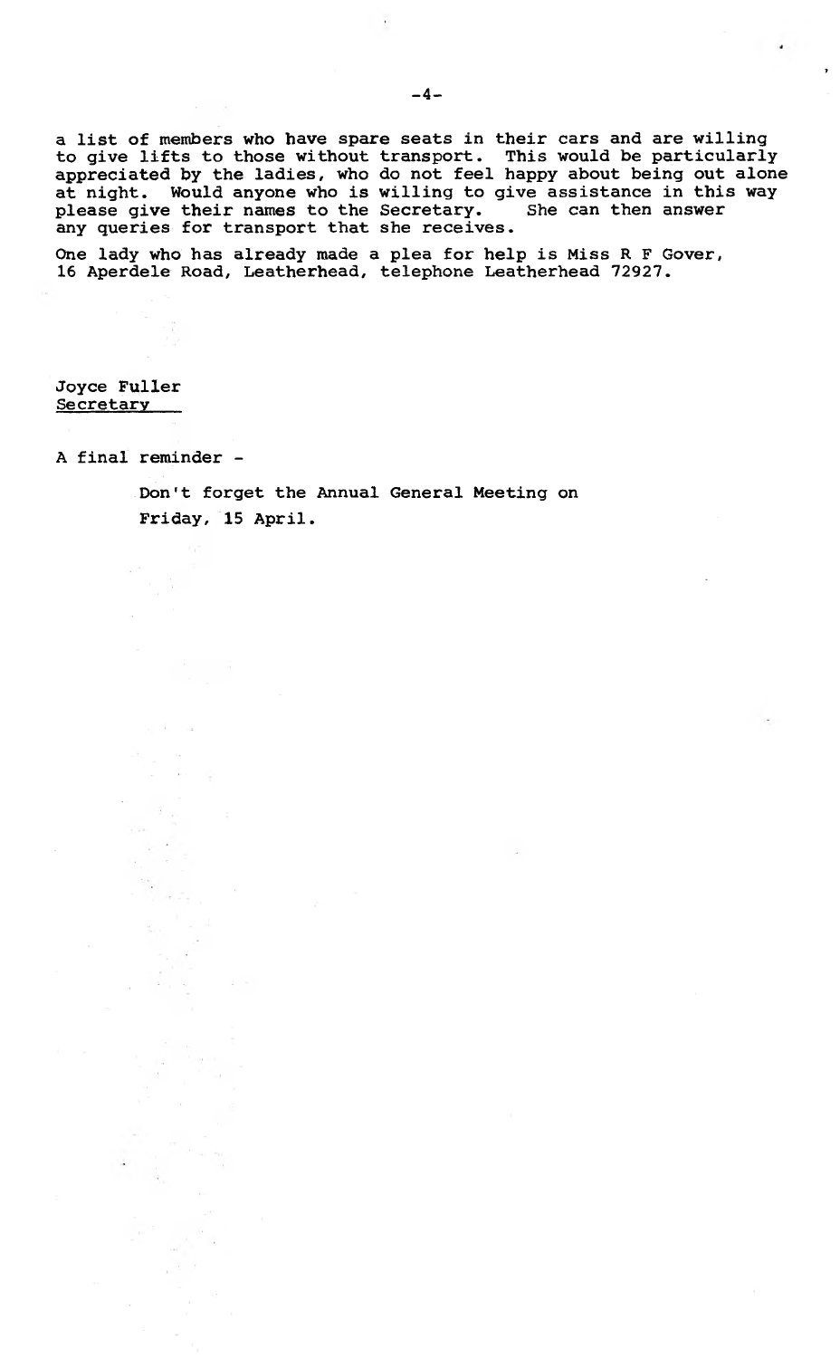a list of members who have spare seats in their cars and are willing to give lifts to those without transport. This would be particularly appreciated by the ladies, who do not feel happy about being out alone at night. Would anyone who is willing to give assistance in this way please give their names to the Secretary. She can then answer any queries for transport that she receives.

One lady who has already made a plea for help is Miss R F Gover, 16 Aperdele Road, Leatherhead, telephone Leatherhead 72927.

Joyce Fuller
Secretary

A final reminder -

Don't forget the Annual General Meeting on Friday, 15 April.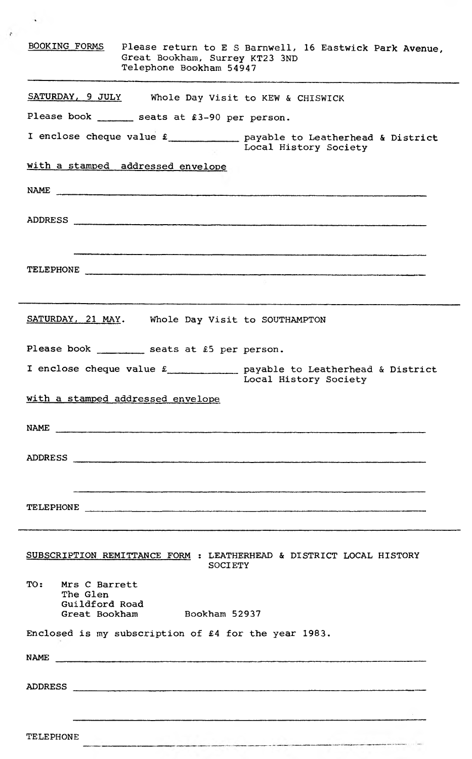BOOKING FORMS  Please return to E S Barnwell, 16 Eastwick Park Avenue, Great Bookham, Surrey KT23 3ND
Telephone Bookham 54947

---

SATURDAY, 9 JULY  Whole Day Visit to KEW & CHISWICK

Please book _______ seats at £3-90 per person.

I enclose cheque value £___________ payable to Leatherhead & District Local History Society

with a stamped addressed envelope

NAME ___________________________________________

ADDRESS ___________________________________________

___________________________________________

TELEPHONE ___________________________________________

---

SATURDAY, 21 MAY.  Whole Day Visit to SOUTHAMPTON

Please book ________ seats at £5 per person.

I enclose cheque value £___________ payable to Leatherhead & District Local History Society

with a stamped addressed envelope

NAME ___________________________________________

ADDRESS ___________________________________________

___________________________________________

TELEPHONE ___________________________________________

---

SUBSCRIPTION REMITTANCE FORM : LEATHERHEAD & DISTRICT LOCAL HISTORY SOCIETY

TO: Mrs C Barrett
The Glen
Guildford Road
Great Bookham  Bookham 52937

Enclosed is my subscription of £4 for the year 1983.

NAME ___________________________________________

ADDRESS ___________________________________________

___________________________________________

TELEPHONE ___________________________________________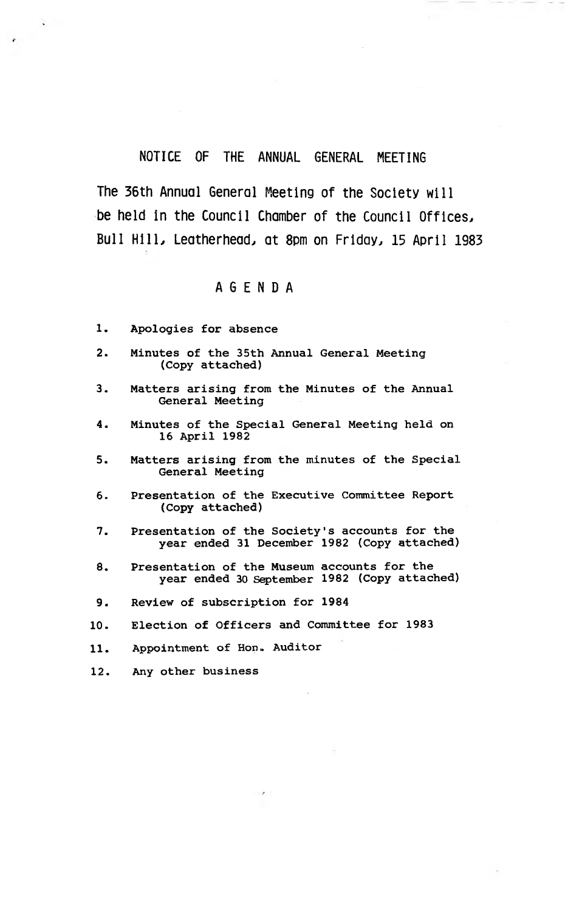## NOTICE OF THE ANNUAL GENERAL MEETING

The 36th Annual General Meeting of the Society will be held in the Council Chamber of the Council Offices, Bull Hill, Leatherhead, at 8pm on Friday, 15 April 1983

### A G E N D A

1. Apologies for absence
2. Minutes of the 35th Annual General Meeting (Copy attached)
3. Matters arising from the Minutes of the Annual General Meeting
4. Minutes of the Special General Meeting held on 16 April 1982
5. Matters arising from the minutes of the Special General Meeting
6. Presentation of the Executive Committee Report (Copy attached)
7. Presentation of the Society's accounts for the year ended 31 December 1982 (Copy attached)
8. Presentation of the Museum accounts for the year ended 30 September 1982 (Copy attached)
9. Review of subscription for 1984
10. Election of Officers and Committee for 1983
11. Appointment of Hon. Auditor
12. Any other business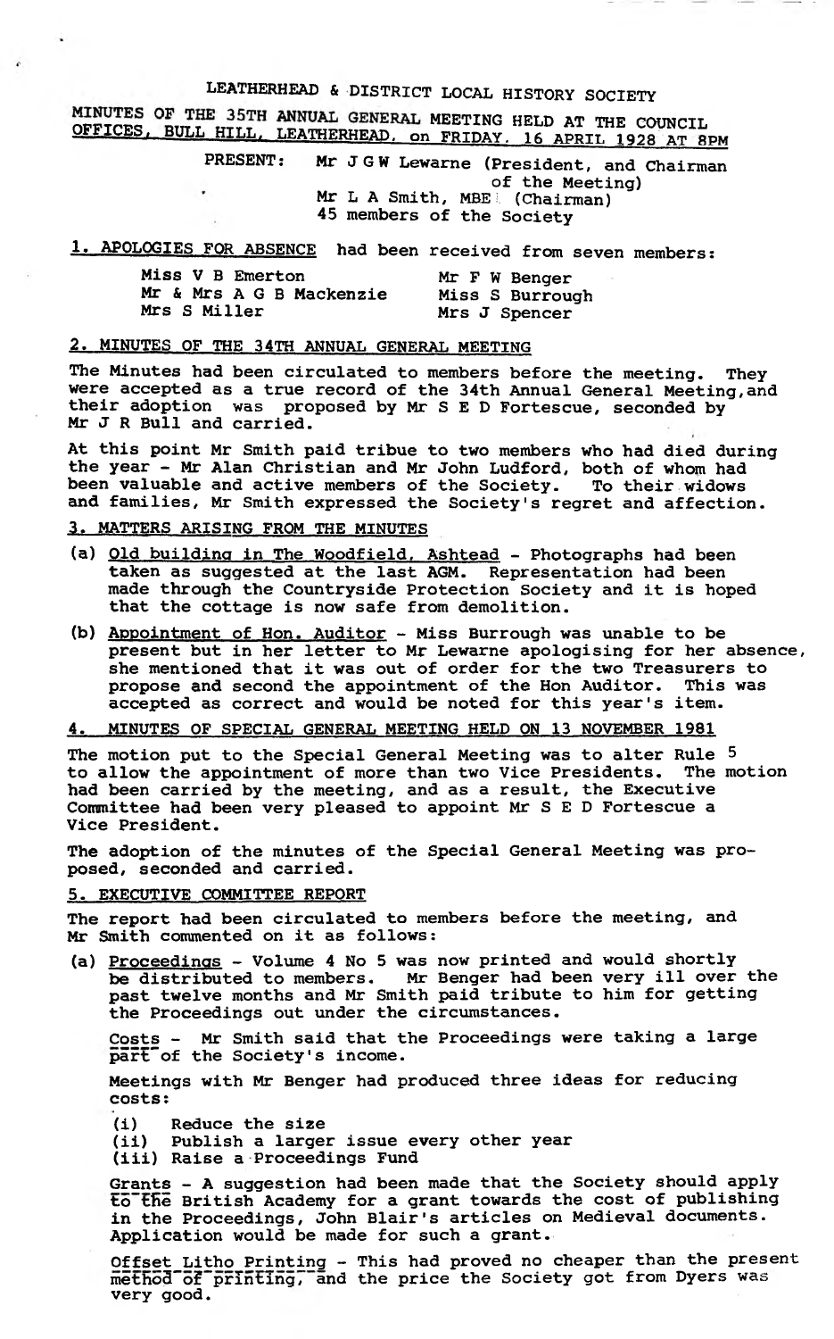# LEATHERHEAD & DISTRICT LOCAL HISTORY SOCIETY

## MINUTES OF THE 35TH ANNUAL GENERAL MEETING HELD AT THE COUNCIL OFFICES, BULL HILL, LEATHERHEAD, on FRIDAY, 16 APRIL 1928 AT 8PM

PRESENT: Mr J G W Lewarne (President, and Chairman of the Meeting)
Mr L A Smith, MBE (Chairman)
45 members of the Society

**1. APOLOGIES FOR ABSENCE** had been received from seven members:

| | |
|---|---|
| Miss V B Emerton | Mr F W Benger |
| Mr & Mrs A G B Mackenzie | Miss S Burrough |
| Mrs S Miller | Mrs J Spencer |

**2. MINUTES OF THE 34TH ANNUAL GENERAL MEETING**

The Minutes had been circulated to members before the meeting. They were accepted as a true record of the 34th Annual General Meeting, and their adoption was proposed by Mr S E D Fortescue, seconded by Mr J R Bull and carried.

At this point Mr Smith paid tribue to two members who had died during the year - Mr Alan Christian and Mr John Ludford, both of whom had been valuable and active members of the Society. To their widows and families, Mr Smith expressed the Society's regret and affection.

**3. MATTERS ARISING FROM THE MINUTES**

(a) Old building in The Woodfield, Ashtead - Photographs had been taken as suggested at the last AGM. Representation had been made through the Countryside Protection Society and it is hoped that the cottage is now safe from demolition.

(b) Appointment of Hon. Auditor - Miss Burrough was unable to be present but in her letter to Mr Lewarne apologising for her absence, she mentioned that it was out of order for the two Treasurers to propose and second the appointment of the Hon Auditor. This was accepted as correct and would be noted for this year's item.

**4. MINUTES OF SPECIAL GENERAL MEETING HELD ON 13 NOVEMBER 1981**

The motion put to the Special General Meeting was to alter Rule 5 to allow the appointment of more than two Vice Presidents. The motion had been carried by the meeting, and as a result, the Executive Committee had been very pleased to appoint Mr S E D Fortescue a Vice President.

The adoption of the minutes of the Special General Meeting was proposed, seconded and carried.

**5. EXECUTIVE COMMITTEE REPORT**

The report had been circulated to members before the meeting, and Mr Smith commented on it as follows:

(a) Proceedings - Volume 4 No 5 was now printed and would shortly be distributed to members. Mr Benger had been very ill over the past twelve months and Mr Smith paid tribute to him for getting the Proceedings out under the circumstances.

Costs - Mr Smith said that the Proceedings were taking a large part of the Society's income.

Meetings with Mr Benger had produced three ideas for reducing costs:

(i) Reduce the size
(ii) Publish a larger issue every other year
(iii) Raise a Proceedings Fund

Grants - A suggestion had been made that the Society should apply to the British Academy for a grant towards the cost of publishing in the Proceedings, John Blair's articles on Medieval documents. Application would be made for such a grant.

Offset Litho Printing - This had proved no cheaper than the present method of printing, and the price the Society got from Dyers was very good.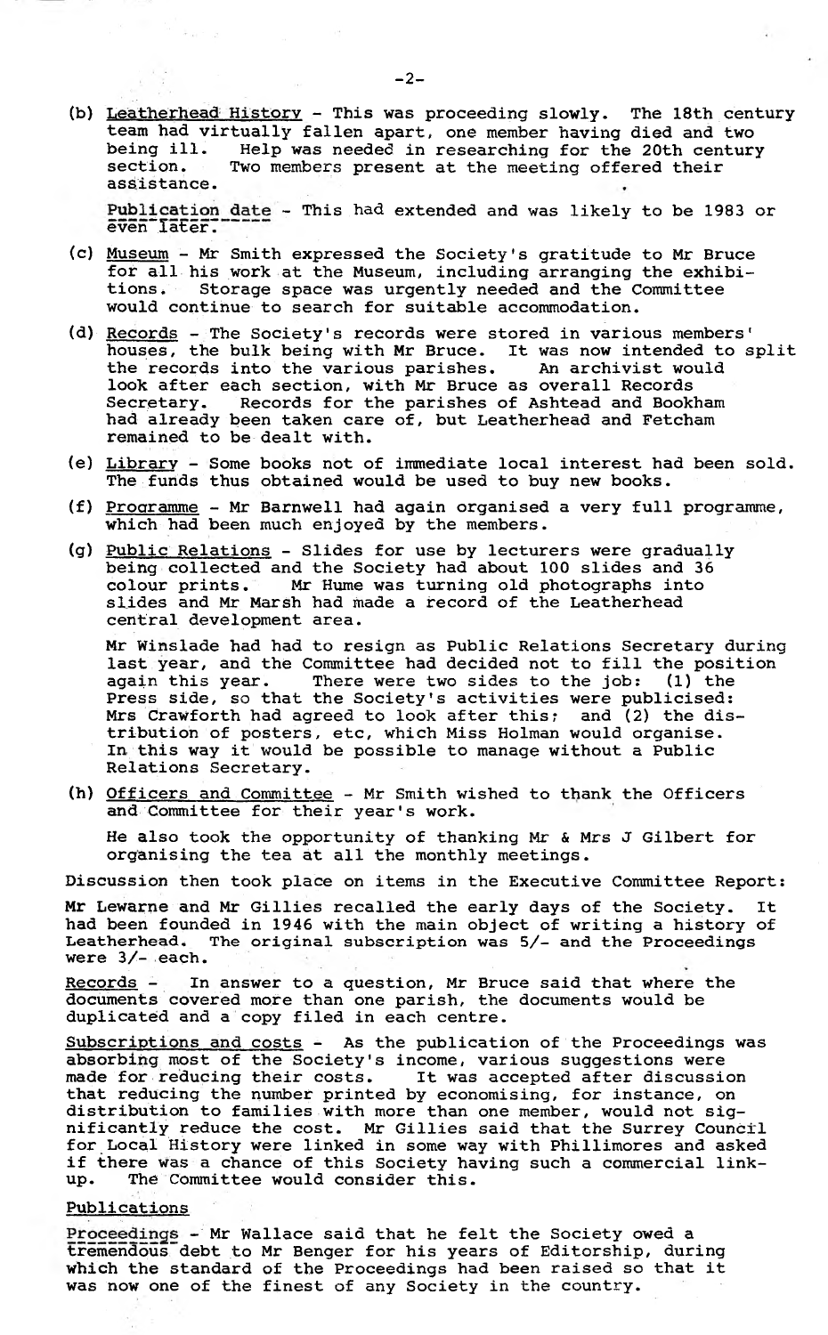(b) Leatherhead History - This was proceeding slowly. The 18th century team had virtually fallen apart, one member having died and two being ill. Help was needed in researching for the 20th century section. Two members present at the meeting offered their assistance.

Publication date - This had extended and was likely to be 1983 or even later.

(c) Museum - Mr Smith expressed the Society's gratitude to Mr Bruce for all his work at the Museum, including arranging the exhibitions. Storage space was urgently needed and the Committee would continue to search for suitable accommodation.

(d) Records - The Society's records were stored in various members' houses, the bulk being with Mr Bruce. It was now intended to split the records into the various parishes. An archivist would look after each section, with Mr Bruce as overall Records Secretary. Records for the parishes of Ashtead and Bookham had already been taken care of, but Leatherhead and Fetcham remained to be dealt with.

(e) Library - Some books not of immediate local interest had been sold. The funds thus obtained would be used to buy new books.

(f) Programme - Mr Barnwell had again organised a very full programme, which had been much enjoyed by the members.

(g) Public Relations - Slides for use by lecturers were gradually being collected and the Society had about 100 slides and 36 colour prints. Mr Hume was turning old photographs into slides and Mr Marsh had made a record of the Leatherhead central development area.

Mr Winslade had had to resign as Public Relations Secretary during last year, and the Committee had decided not to fill the position again this year. There were two sides to the job: (1) the Press side, so that the Society's activities were publicised: Mrs Crawforth had agreed to look after this; and (2) the distribution of posters, etc, which Miss Holman would organise. In this way it would be possible to manage without a Public Relations Secretary.

(h) Officers and Committee - Mr Smith wished to thank the Officers and Committee for their year's work.

He also took the opportunity of thanking Mr & Mrs J Gilbert for organising the tea at all the monthly meetings.

Discussion then took place on items in the Executive Committee Report:

Mr Lewarne and Mr Gillies recalled the early days of the Society. It had been founded in 1946 with the main object of writing a history of Leatherhead. The original subscription was 5/- and the Proceedings were 3/- each.

Records - In answer to a question, Mr Bruce said that where the documents covered more than one parish, the documents would be duplicated and a copy filed in each centre.

Subscriptions and costs - As the publication of the Proceedings was absorbing most of the Society's income, various suggestions were made for reducing their costs. It was accepted after discussion that reducing the number printed by economising, for instance, on distribution to families with more than one member, would not significantly reduce the cost. Mr Gillies said that the Surrey Council for Local History were linked in some way with Phillimores and asked if there was a chance of this Society having such a commercial link-up. The Committee would consider this.

Publications

Proceedings - Mr Wallace said that he felt the Society owed a tremendous debt to Mr Benger for his years of Editorship, during which the standard of the Proceedings had been raised so that it was now one of the finest of any Society in the country.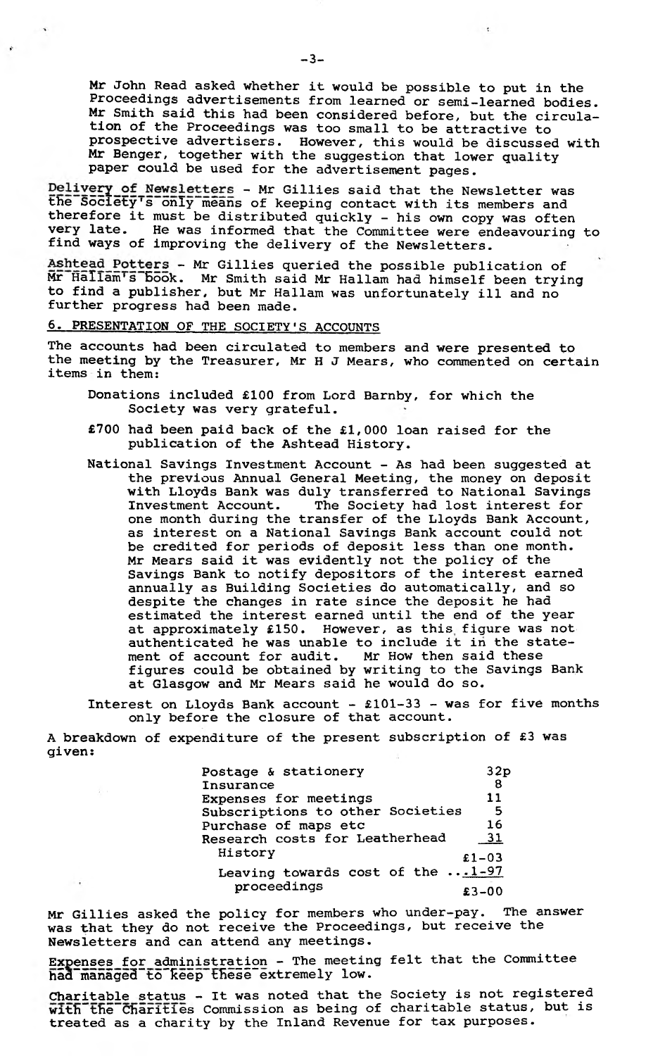Mr John Read asked whether it would be possible to put in the Proceedings advertisements from learned or semi-learned bodies. Mr Smith said this had been considered before, but the circulation of the Proceedings was too small to be attractive to prospective advertisers. However, this would be discussed with Mr Benger, together with the suggestion that lower quality paper could be used for the advertisement pages.

Delivery of Newsletters - Mr Gillies said that the Newsletter was the Society's only means of keeping contact with its members and therefore it must be distributed quickly - his own copy was often very late. He was informed that the Committee were endeavouring to find ways of improving the delivery of the Newsletters.

Ashtead Potters - Mr Gillies queried the possible publication of Mr Hallam's book. Mr Smith said Mr Hallam had himself been trying to find a publisher, but Mr Hallam was unfortunately ill and no further progress had been made.

## 6. PRESENTATION OF THE SOCIETY'S ACCOUNTS

The accounts had been circulated to members and were presented to the meeting by the Treasurer, Mr H J Mears, who commented on certain items in them:

Donations included £100 from Lord Barnby, for which the Society was very grateful.

£700 had been paid back of the £1,000 loan raised for the publication of the Ashtead History.

National Savings Investment Account - As had been suggested at the previous Annual General Meeting, the money on deposit with Lloyds Bank was duly transferred to National Savings Investment Account. The Society had lost interest for one month during the transfer of the Lloyds Bank Account, as interest on a National Savings Bank account could not be credited for periods of deposit less than one month. Mr Mears said it was evidently not the policy of the Savings Bank to notify depositors of the interest earned annually as Building Societies do automatically, and so despite the changes in rate since the deposit he had estimated the interest earned until the end of the year at approximately £150. However, as this figure was not authenticated he was unable to include it in the statement of account for audit. Mr How then said these figures could be obtained by writing to the Savings Bank at Glasgow and Mr Mears said he would do so.

Interest on Lloyds Bank account - £101-33 - was for five months only before the closure of that account.

A breakdown of expenditure of the present subscription of £3 was given:

| | | |
|---|---|---|
| Postage & stationery | 32p | |
| Insurance | 8 | |
| Expenses for meetings | 11 | |
| Subscriptions to other Societies | 5 | |
| Purchase of maps etc | 16 | |
| Research costs for Leatherhead History | 31 | £1-03 |
| Leaving towards cost of the proceedings | | 1-97 |
| | | £3-00 |

Mr Gillies asked the policy for members who under-pay. The answer was that they do not receive the Proceedings, but receive the Newsletters and can attend any meetings.

Expenses for administration - The meeting felt that the Committee had managed to keep these extremely low.

Charitable status - It was noted that the Society is not registered with the Charities Commission as being of charitable status, but is treated as a charity by the Inland Revenue for tax purposes.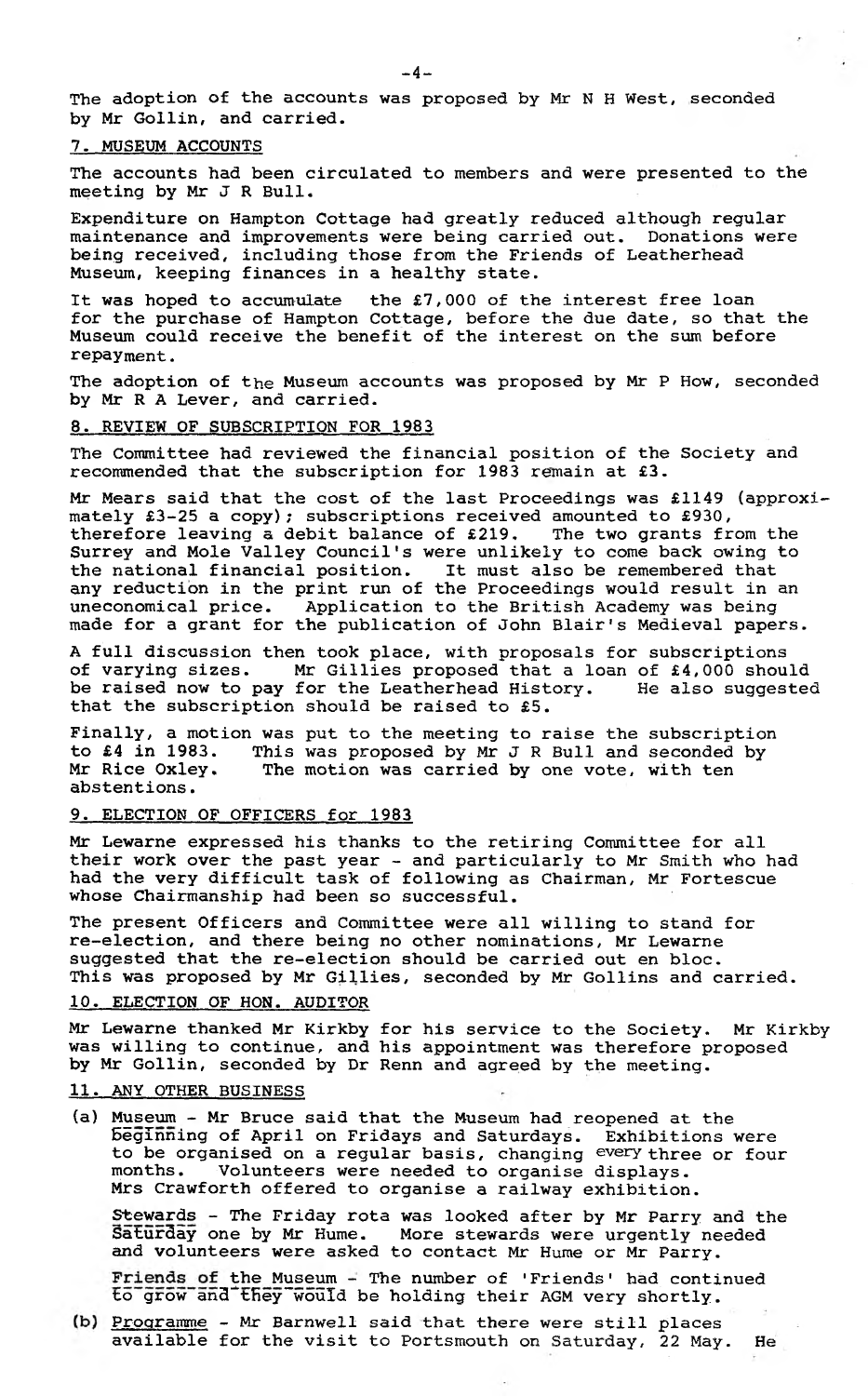The adoption of the accounts was proposed by Mr N H West, seconded by Mr Gollin, and carried.

## 7. MUSEUM ACCOUNTS

The accounts had been circulated to members and were presented to the meeting by Mr J R Bull.

Expenditure on Hampton Cottage had greatly reduced although regular maintenance and improvements were being carried out. Donations were being received, including those from the Friends of Leatherhead Museum, keeping finances in a healthy state.

It was hoped to accumulate the £7,000 of the interest free loan for the purchase of Hampton Cottage, before the due date, so that the Museum could receive the benefit of the interest on the sum before repayment.

The adoption of the Museum accounts was proposed by Mr P How, seconded by Mr R A Lever, and carried.

## 8. REVIEW OF SUBSCRIPTION FOR 1983

The Committee had reviewed the financial position of the Society and recommended that the subscription for 1983 remain at £3.

Mr Mears said that the cost of the last Proceedings was £1149 (approximately £3-25 a copy); subscriptions received amounted to £930, therefore leaving a debit balance of £219. The two grants from the Surrey and Mole Valley Council's were unlikely to come back owing to the national financial position. It must also be remembered that any reduction in the print run of the Proceedings would result in an uneconomical price. Application to the British Academy was being made for a grant for the publication of John Blair's Medieval papers.

A full discussion then took place, with proposals for subscriptions of varying sizes. Mr Gillies proposed that a loan of £4,000 should be raised now to pay for the Leatherhead History. He also suggested that the subscription should be raised to £5.

Finally, a motion was put to the meeting to raise the subscription to £4 in 1983. This was proposed by Mr J R Bull and seconded by Mr Rice Oxley. The motion was carried by one vote, with ten abstentions.

## 9. ELECTION OF OFFICERS for 1983

Mr Lewarne expressed his thanks to the retiring Committee for all their work over the past year - and particularly to Mr Smith who had had the very difficult task of following as Chairman, Mr Fortescue whose Chairmanship had been so successful.

The present Officers and Committee were all willing to stand for re-election, and there being no other nominations, Mr Lewarne suggested that the re-election should be carried out en bloc. This was proposed by Mr Gillies, seconded by Mr Gollins and carried.

## 10. ELECTION OF HON. AUDITOR

Mr Lewarne thanked Mr Kirkby for his service to the Society. Mr Kirkby was willing to continue, and his appointment was therefore proposed by Mr Gollin, seconded by Dr Renn and agreed by the meeting.

## 11. ANY OTHER BUSINESS

(a) Museum - Mr Bruce said that the Museum had reopened at the beginning of April on Fridays and Saturdays. Exhibitions were to be organised on a regular basis, changing every three or four months. Volunteers were needed to organise displays. Mrs Crawforth offered to organise a railway exhibition.

Stewards - The Friday rota was looked after by Mr Parry and the Saturday one by Mr Hume. More stewards were urgently needed and volunteers were asked to contact Mr Hume or Mr Parry.

Friends of the Museum - The number of 'Friends' had continued to grow and they would be holding their AGM very shortly.

(b) Programme - Mr Barnwell said that there were still places available for the visit to Portsmouth on Saturday, 22 May. He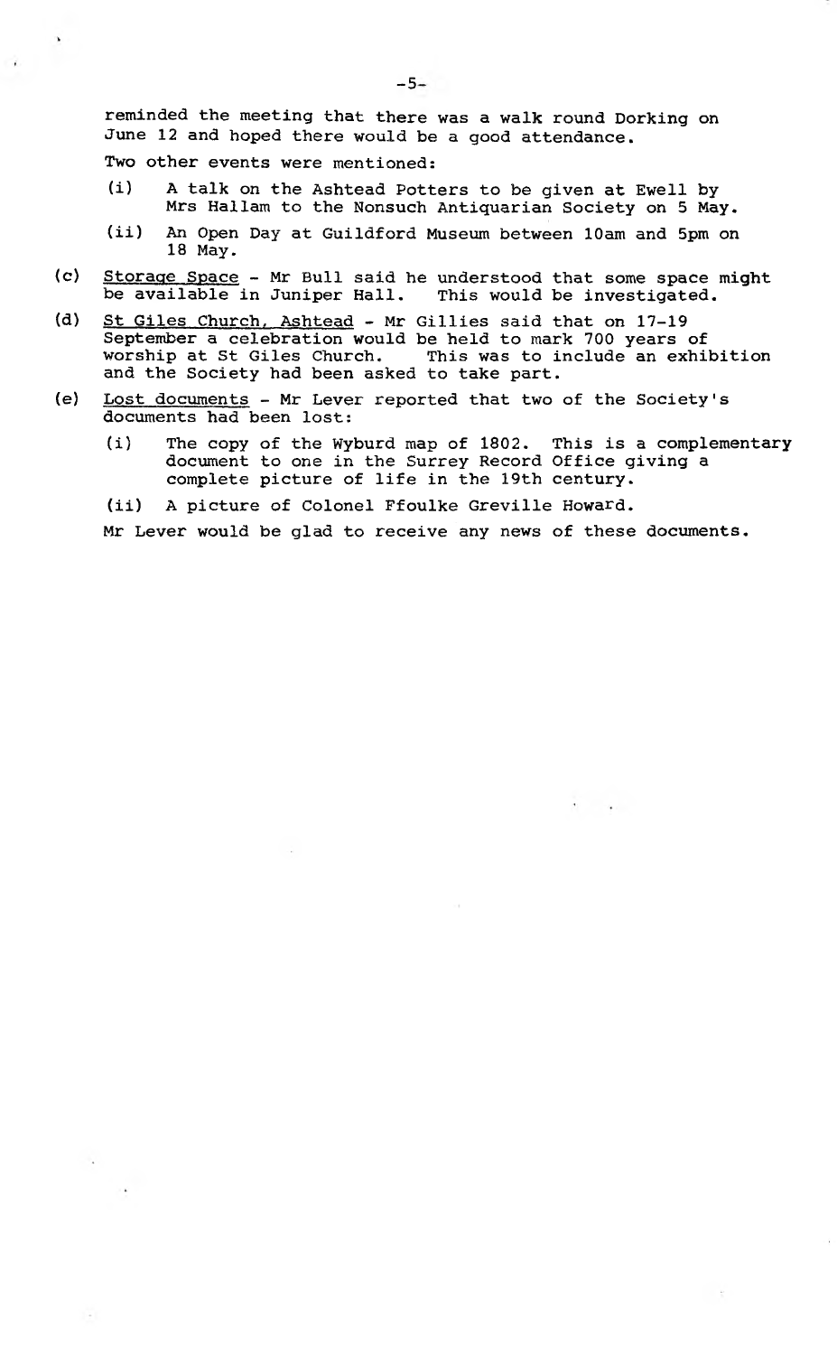reminded the meeting that there was a walk round Dorking on June 12 and hoped there would be a good attendance.

Two other events were mentioned:

(i) A talk on the Ashtead Potters to be given at Ewell by Mrs Hallam to the Nonsuch Antiquarian Society on 5 May.

(ii) An Open Day at Guildford Museum between 10am and 5pm on 18 May.

(c) <u>Storage Space</u> - Mr Bull said he understood that some space might be available in Juniper Hall. This would be investigated.

(d) <u>St Giles Church, Ashtead</u> - Mr Gillies said that on 17-19 September a celebration would be held to mark 700 years of worship at St Giles Church. This was to include an exhibition and the Society had been asked to take part.

(e) <u>Lost documents</u> - Mr Lever reported that two of the Society's documents had been lost:

(i) The copy of the Wyburd map of 1802. This is a complementary document to one in the Surrey Record Office giving a complete picture of life in the 19th century.

(ii) A picture of Colonel Ffoulke Greville Howard.

Mr Lever would be glad to receive any news of these documents.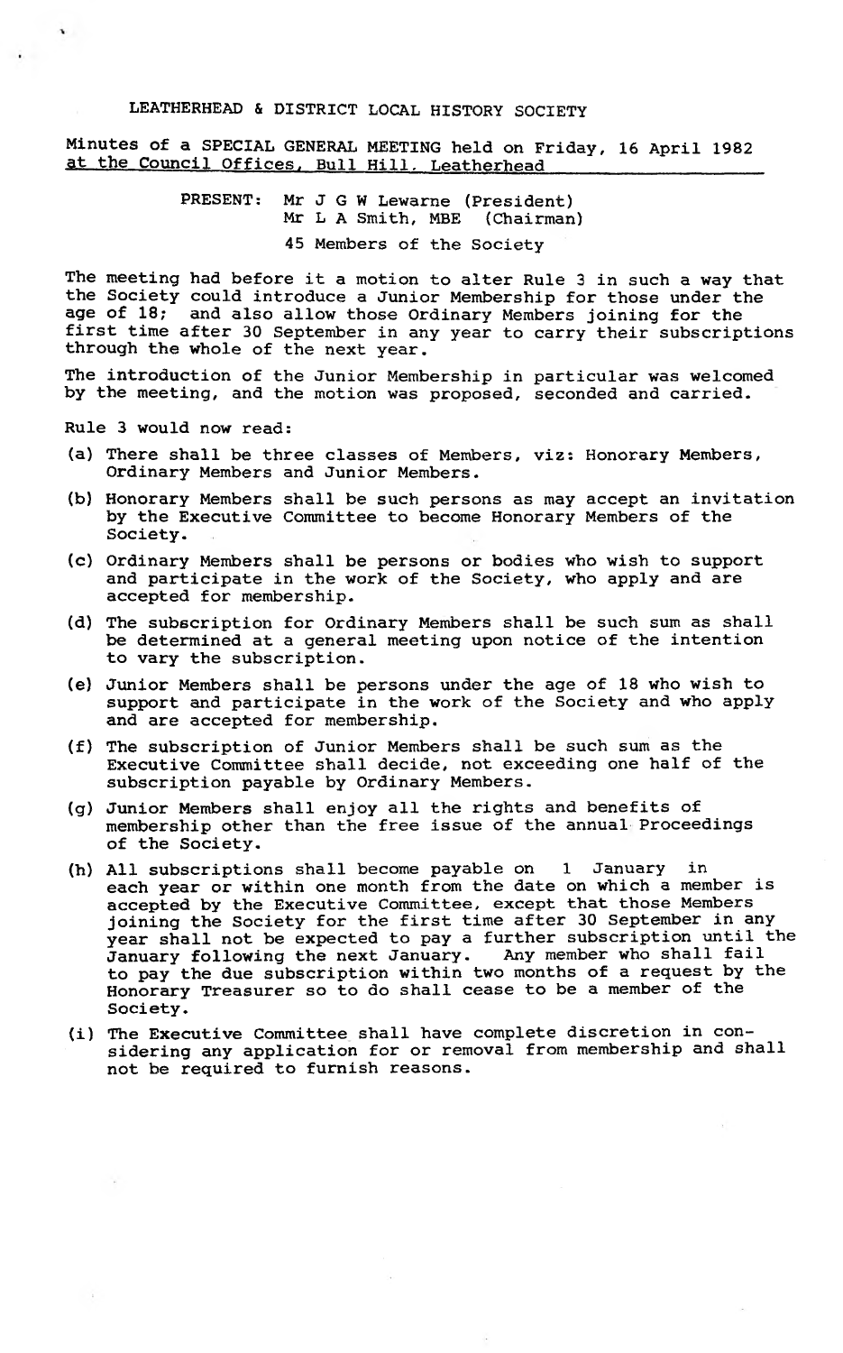# LEATHERHEAD & DISTRICT LOCAL HISTORY SOCIETY

Minutes of a SPECIAL GENERAL MEETING held on Friday, 16 April 1982 at the Council Offices, Bull Hill, Leatherhead

PRESENT: Mr J G W Lewarne (President)
Mr L A Smith, MBE (Chairman)
45 Members of the Society

The meeting had before it a motion to alter Rule 3 in such a way that the Society could introduce a Junior Membership for those under the age of 18; and also allow those Ordinary Members joining for the first time after 30 September in any year to carry their subscriptions through the whole of the next year.

The introduction of the Junior Membership in particular was welcomed by the meeting, and the motion was proposed, seconded and carried.

Rule 3 would now read:

(a) There shall be three classes of Members, viz: Honorary Members, Ordinary Members and Junior Members.

(b) Honorary Members shall be such persons as may accept an invitation by the Executive Committee to become Honorary Members of the Society.

(c) Ordinary Members shall be persons or bodies who wish to support and participate in the work of the Society, who apply and are accepted for membership.

(d) The subscription for Ordinary Members shall be such sum as shall be determined at a general meeting upon notice of the intention to vary the subscription.

(e) Junior Members shall be persons under the age of 18 who wish to support and participate in the work of the Society and who apply and are accepted for membership.

(f) The subscription of Junior Members shall be such sum as the Executive Committee shall decide, not exceeding one half of the subscription payable by Ordinary Members.

(g) Junior Members shall enjoy all the rights and benefits of membership other than the free issue of the annual Proceedings of the Society.

(h) All subscriptions shall become payable on 1 January in each year or within one month from the date on which a member is accepted by the Executive Committee, except that those Members joining the Society for the first time after 30 September in any year shall not be expected to pay a further subscription until the January following the next January. Any member who shall fail to pay the due subscription within two months of a request by the Honorary Treasurer so to do shall cease to be a member of the Society.

(i) The Executive Committee shall have complete discretion in considering any application for or removal from membership and shall not be required to furnish reasons.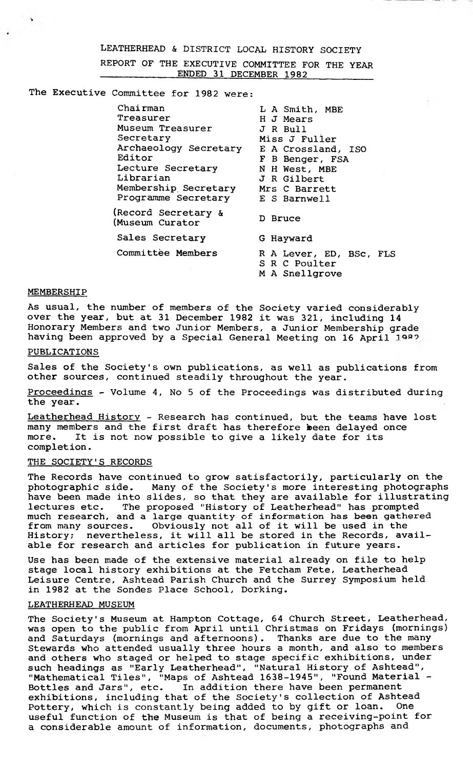LEATHERHEAD & DISTRICT LOCAL HISTORY SOCIETY

REPORT OF THE EXECUTIVE COMMITTEE FOR THE YEAR ENDED 31 DECEMBER 1982

The Executive Committee for 1982 were:

| | |
|---|---|
| Chairman | L A Smith, MBE |
| Treasurer | H J Mears |
| Museum Treasurer | J R Bull |
| Secretary | Miss J Fuller |
| Archaeology Secretary | E A Crossland, ISO |
| Editor | F B Benger, FSA |
| Lecture Secretary | N H West, MBE |
| Librarian | J R Gilbert |
| Membership Secretary | Mrs C Barrett |
| Programme Secretary | E S Barnwell |
| (Record Secretary & (Museum Curator | D Bruce |
| Sales Secretary | G Hayward |
| Committee Members | R A Lever, ED, BSc, FLS |
| | S R C Poulter |
| | M A Snellgrove |

MEMBERSHIP

As usual, the number of members of the Society varied considerably over the year, but at 31 December 1982 it was 321, including 14 Honorary Members and two Junior Members, a Junior Membership grade having been approved by a Special General Meeting on 16 April 1982.

PUBLICATIONS

Sales of the Society's own publications, as well as publications from other sources, continued steadily throughout the year.

Proceedings - Volume 4, No 5 of the Proceedings was distributed during the year.

Leatherhead History - Research has continued, but the teams have lost many members and the first draft has therefore been delayed once more. It is not now possible to give a likely date for its completion.

THE SOCIETY'S RECORDS

The Records have continued to grow satisfactorily, particularly on the photographic side. Many of the Society's more interesting photographs have been made into slides, so that they are available for illustrating lectures etc. The proposed "History of Leatherhead" has prompted much research, and a large quantity of information has been gathered from many sources. Obviously not all of it will be used in the History; nevertheless, it will all be stored in the Records, available for research and articles for publication in future years.

Use has been made of the extensive material already on file to help stage local history exhibitions at the Fetcham Fete, Leatherhead Leisure Centre, Ashtead Parish Church and the Surrey Symposium held in 1982 at the Sondes Place School, Dorking.

LEATHERHEAD MUSEUM

The Society's Museum at Hampton Cottage, 64 Church Street, Leatherhead, was open to the public from April until Christmas on Fridays (mornings) and Saturdays (mornings and afternoons). Thanks are due to the many Stewards who attended usually three hours a month, and also to members and others who staged or helped to stage specific exhibitions, under such headings as "Early Leatherhead", "Natural History of Ashtead", "Mathematical Tiles", "Maps of Ashtead 1638-1945", "Found Material - Bottles and Jars", etc. In addition there have been permanent exhibitions, including that of the Society's collection of Ashtead Pottery, which is constantly being added to by gift or loan. One useful function of the Museum is that of being a receiving-point for a considerable amount of information, documents, photographs and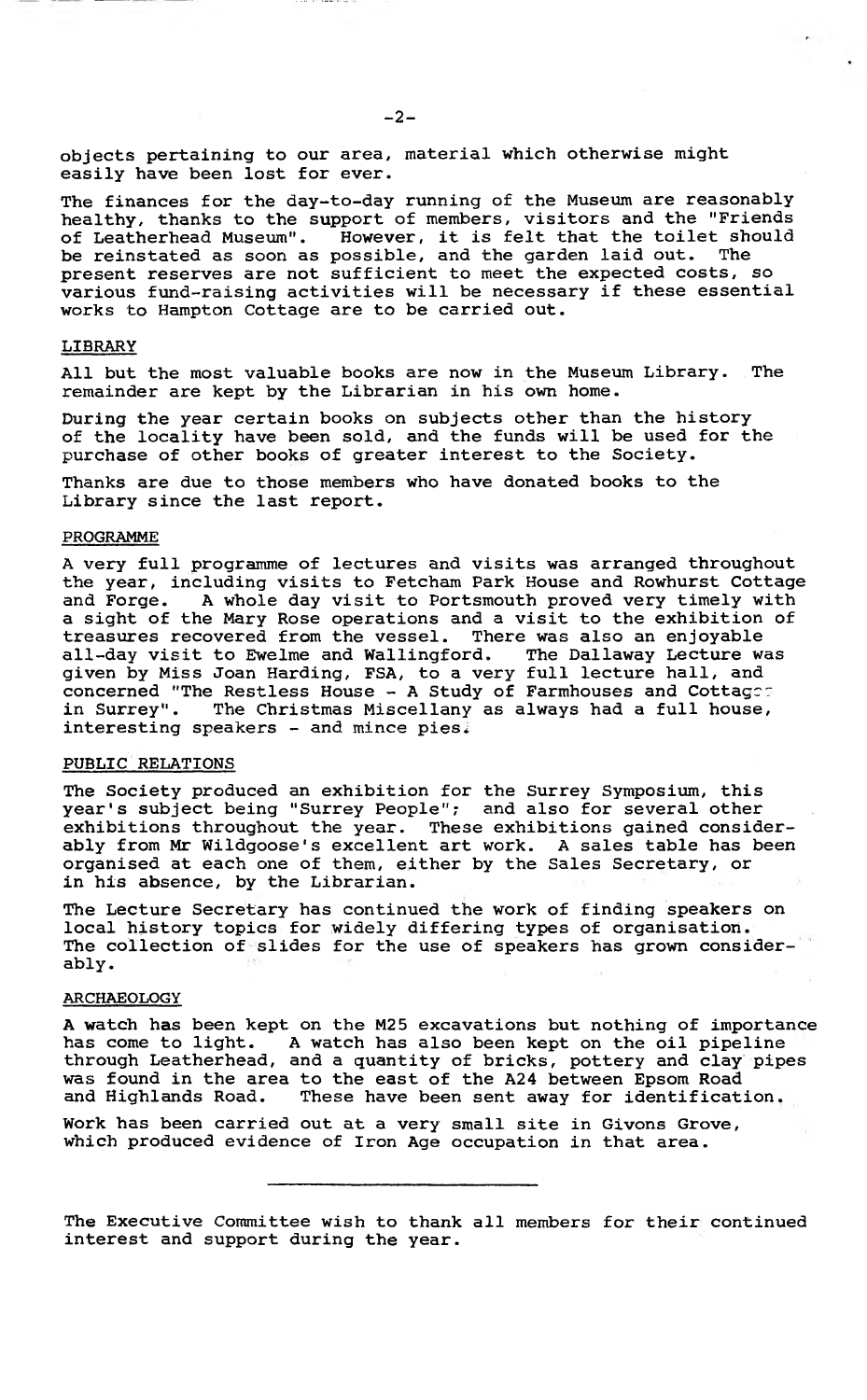objects pertaining to our area, material which otherwise might easily have been lost for ever.

The finances for the day-to-day running of the Museum are reasonably healthy, thanks to the support of members, visitors and the "Friends of Leatherhead Museum". However, it is felt that the toilet should be reinstated as soon as possible, and the garden laid out. The present reserves are not sufficient to meet the expected costs, so various fund-raising activities will be necessary if these essential works to Hampton Cottage are to be carried out.

## LIBRARY

All but the most valuable books are now in the Museum Library. The remainder are kept by the Librarian in his own home.

During the year certain books on subjects other than the history of the locality have been sold, and the funds will be used for the purchase of other books of greater interest to the Society.

Thanks are due to those members who have donated books to the Library since the last report.

## PROGRAMME

A very full programme of lectures and visits was arranged throughout the year, including visits to Fetcham Park House and Rowhurst Cottage and Forge. A whole day visit to Portsmouth proved very timely with a sight of the Mary Rose operations and a visit to the exhibition of treasures recovered from the vessel. There was also an enjoyable all-day visit to Ewelme and Wallingford. The Dallaway Lecture was given by Miss Joan Harding, FSA, to a very full lecture hall, and concerned "The Restless House - A Study of Farmhouses and Cottages in Surrey". The Christmas Miscellany as always had a full house, interesting speakers - and mince pies.

## PUBLIC RELATIONS

The Society produced an exhibition for the Surrey Symposium, this year's subject being "Surrey People"; and also for several other exhibitions throughout the year. These exhibitions gained considerably from Mr Wildgoose's excellent art work. A sales table has been organised at each one of them, either by the Sales Secretary, or in his absence, by the Librarian.

The Lecture Secretary has continued the work of finding speakers on local history topics for widely differing types of organisation. The collection of slides for the use of speakers has grown considerably.

## ARCHAEOLOGY

A watch has been kept on the M25 excavations but nothing of importance has come to light. A watch has also been kept on the oil pipeline through Leatherhead, and a quantity of bricks, pottery and clay pipes was found in the area to the east of the A24 between Epsom Road and Highlands Road. These have been sent away for identification.

Work has been carried out at a very small site in Givons Grove, which produced evidence of Iron Age occupation in that area.

---

The Executive Committee wish to thank all members for their continued interest and support during the year.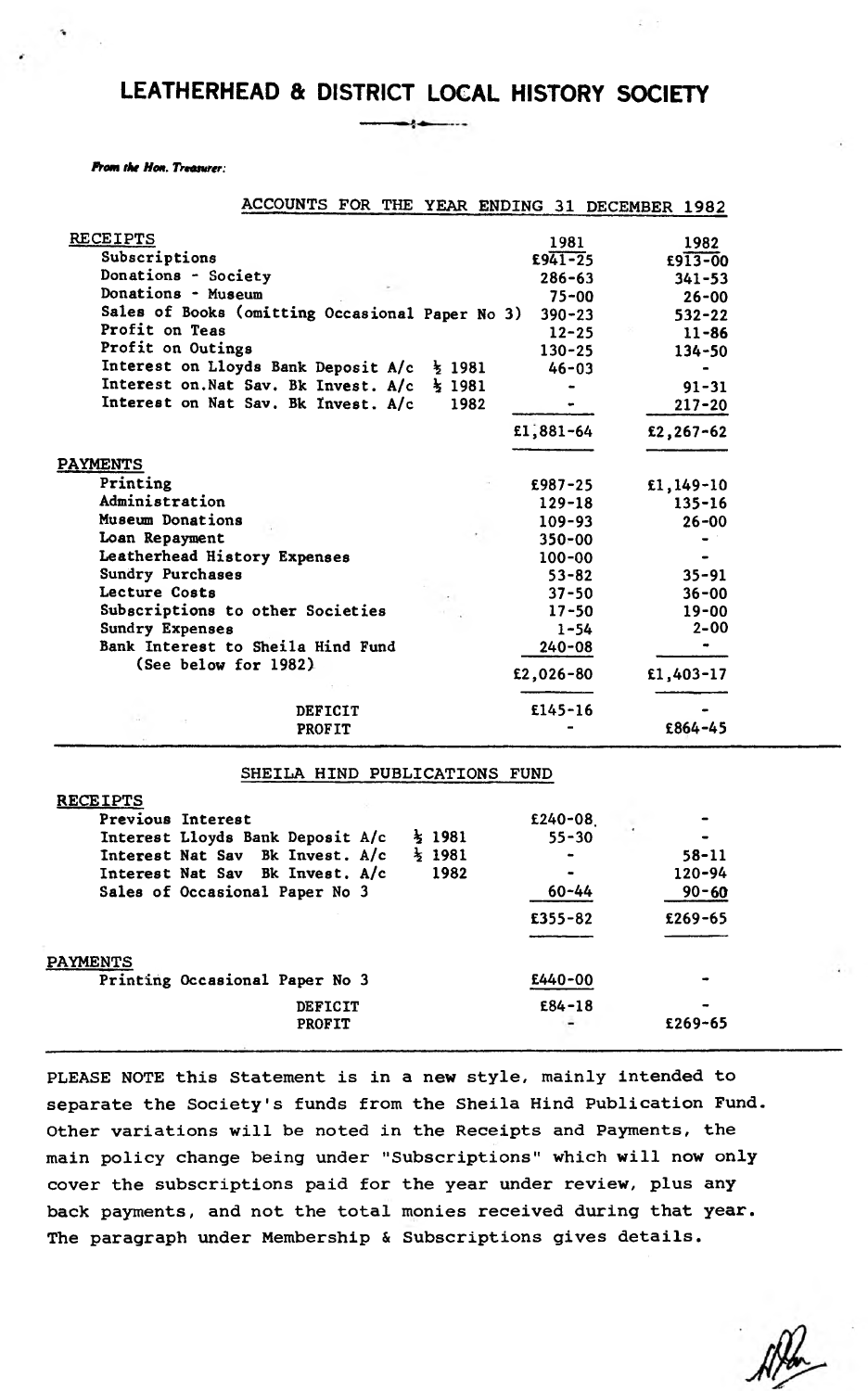# LEATHERHEAD & DISTRICT LOCAL HISTORY SOCIETY

***From the Hon. Treasurer:***

ACCOUNTS FOR THE YEAR ENDING 31 DECEMBER 1982

| | 1981 | 1982 |
|---|---|---|
| **RECEIPTS** | | |
| Subscriptions | £941-25 | £913-00 |
| Donations - Society | 286-63 | 341-53 |
| Donations - Museum | 75-00 | 26-00 |
| Sales of Books (omitting Occasional Paper No 3) | 390-23 | 532-22 |
| Profit on Teas | 12-25 | 11-86 |
| Profit on Outings | 130-25 | 134-50 |
| Interest on Lloyds Bank Deposit A/c ½ 1981 | 46-03 | - |
| Interest on Nat Sav. Bk Invest. A/c ½ 1981 | - | 91-31 |
| Interest on Nat Sav. Bk Invest. A/c 1982 | - | 217-20 |
| | £1,881-64 | £2,267-62 |
| **PAYMENTS** | | |
| Printing | £987-25 | £1,149-10 |
| Administration | 129-18 | 135-16 |
| Museum Donations | 109-93 | 26-00 |
| Loan Repayment | 350-00 | - |
| Leatherhead History Expenses | 100-00 | - |
| Sundry Purchases | 53-82 | 35-91 |
| Lecture Costs | 37-50 | 36-00 |
| Subscriptions to other Societies | 17-50 | 19-00 |
| Sundry Expenses | 1-54 | 2-00 |
| Bank Interest to Sheila Hind Fund (See below for 1982) | 240-08 | - |
| | £2,026-80 | £1,403-17 |
| DEFICIT | £145-16 | - |
| PROFIT | - | £864-45 |

SHEILA HIND PUBLICATIONS FUND

| | 1981 | 1982 |
|---|---|---|
| **RECEIPTS** | | |
| Previous Interest | £240-08 | - |
| Interest Lloyds Bank Deposit A/c ½ 1981 | 55-30 | - |
| Interest Nat Sav Bk Invest. A/c ½ 1981 | - | 58-11 |
| Interest Nat Sav Bk Invest. A/c 1982 | - | 120-94 |
| Sales of Occasional Paper No 3 | 60-44 | 90-60 |
| | £355-82 | £269-65 |
| **PAYMENTS** | | |
| Printing Occasional Paper No 3 | £440-00 | - |
| DEFICIT | £84-18 | - |
| PROFIT | - | £269-65 |

PLEASE NOTE this Statement is in a new style, mainly intended to separate the Society's funds from the Sheila Hind Publication Fund. Other variations will be noted in the Receipts and Payments, the main policy change being under "Subscriptions" which will now only cover the subscriptions paid for the year under review, plus any back payments, and not the total monies received during that year. The paragraph under Membership & Subscriptions gives details.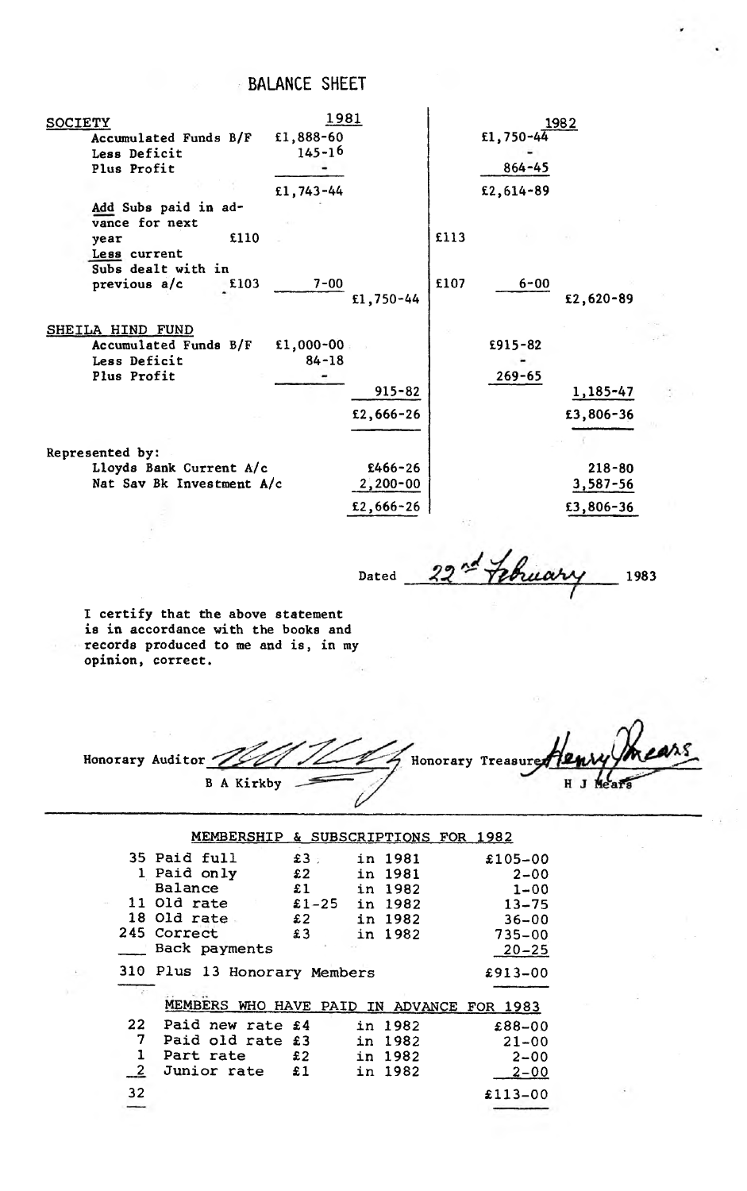# BALANCE SHEET

| | 1981 | | | 1982 | |
|---|---|---|---|---|---|
| **SOCIETY** | | | | | |
| Accumulated Funds B/F | £1,888-60 | | | £1,750-44 | |
| Less Deficit | 145-16 | | | - | |
| Plus Profit | - | | | 864-45 | |
| | £1,743-44 | | | £2,614-89 | |
| Add Subs paid in advance for next year £110 | | | £113 | | |
| Less current Subs dealt with in previous a/c £103 | 7-00 | £1,750-44 | £107 | 6-00 | £2,620-89 |
| **SHEILA HIND FUND** | | | | | |
| Accumulated Funds B/F | £1,000-00 | | | £915-82 | |
| Less Deficit | 84-18 | | | - | |
| Plus Profit | - | 915-82 | | 269-65 | 1,185-47 |
| | | £2,666-26 | | | £3,806-36 |
| Represented by: | | | | | |
| Lloyds Bank Current A/c | | £466-26 | | | 218-80 |
| Nat Sav Bk Investment A/c | | 2,200-00 | | | 3,587-56 |
| | | £2,666-26 | | | £3,806-36 |

Dated 22nd February 1983

I certify that the above statement is in accordance with the books and records produced to me and is, in my opinion, correct.

Honorary Auditor B A Kirkby &nbsp;&nbsp;&nbsp;&nbsp; Honorary Treasurer H J Mears

## MEMBERSHIP & SUBSCRIPTIONS FOR 1982

| | | | | |
|---|---|---|---|---|
| 35 | Paid full | £3 | in 1981 | £105-00 |
| 1 | Paid only | £2 | in 1981 | 2-00 |
| | Balance | £1 | in 1982 | 1-00 |
| 11 | Old rate | £1-25 | in 1982 | 13-75 |
| 18 | Old rate | £2 | in 1982 | 36-00 |
| 245 | Correct | £3 | in 1982 | 735-00 |
| | Back payments | | | 20-25 |
| 310 | Plus 13 Honorary Members | | | £913-00 |

## MEMBERS WHO HAVE PAID IN ADVANCE FOR 1983

| | | | | |
|---|---|---|---|---|
| 22 | Paid new rate | £4 | in 1982 | £88-00 |
| 7 | Paid old rate | £3 | in 1982 | 21-00 |
| 1 | Part rate | £2 | in 1982 | 2-00 |
| 2 | Junior rate | £1 | in 1982 | 2-00 |
| 32 | | | | £113-00 |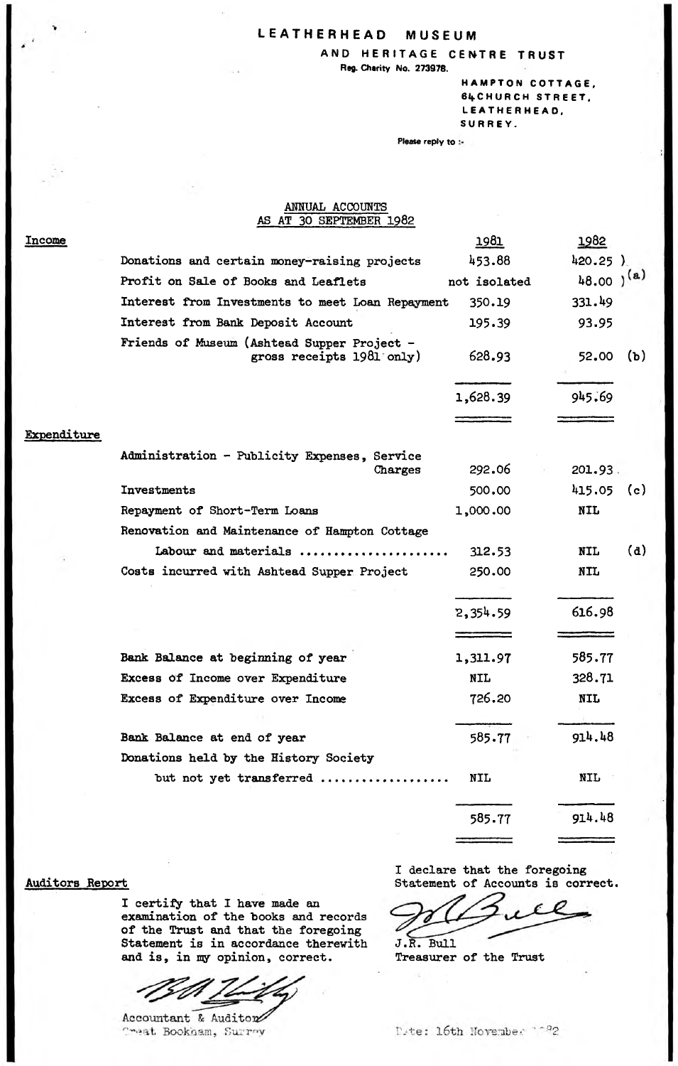# LEATHERHEAD MUSEUM

## AND HERITAGE CENTRE TRUST

Reg. Charity No. 273978.

HAMPTON COTTAGE,
64 CHURCH STREET,
LEATHERHEAD,
SURREY.

Please reply to :-

## ANNUAL ACCOUNTS AS AT 30 SEPTEMBER 1982

| | | 1981 | 1982 | |
|---|---|---|---|---|
| **Income** | Donations and certain money-raising projects | 453.88 | 420.25 | (a) |
| | Profit on Sale of Books and Leaflets | not isolated | 48.00 | (a) |
| | Interest from Investments to meet Loan Repayment | 350.19 | 331.49 | |
| | Interest from Bank Deposit Account | 195.39 | 93.95 | |
| | Friends of Museum (Ashtead Supper Project - gross receipts 1981 only) | 628.93 | 52.00 | (b) |
| | | 1,628.39 | 945.69 | |
| **Expenditure** | Administration - Publicity Expenses, Service Charges | 292.06 | 201.93 | |
| | Investments | 500.00 | 415.05 | (c) |
| | Repayment of Short-Term Loans | 1,000.00 | NIL | |
| | Renovation and Maintenance of Hampton Cottage Labour and materials ...................... | 312.53 | NIL | (d) |
| | Costs incurred with Ashtead Supper Project | 250.00 | NIL | |
| | | 2,354.59 | 616.98 | |
| | Bank Balance at beginning of year | 1,311.97 | 585.77 | |
| | Excess of Income over Expenditure | NIL | 328.71 | |
| | Excess of Expenditure over Income | 726.20 | NIL | |
| | Bank Balance at end of year | 585.77 | 914.48 | |
| | Donations held by the History Society but not yet transferred .................. | NIL | NIL | |
| | | 585.77 | 914.48 | |

**Auditors Report**

I certify that I have made an examination of the books and records of the Trust and that the foregoing Statement is in accordance therewith and is, in my opinion, correct.

Accountant & Auditor
Great Bookham, Surrey

I declare that the foregoing Statement of Accounts is correct.

J.R. Bull
Treasurer of the Trust

Date: 16th November 1982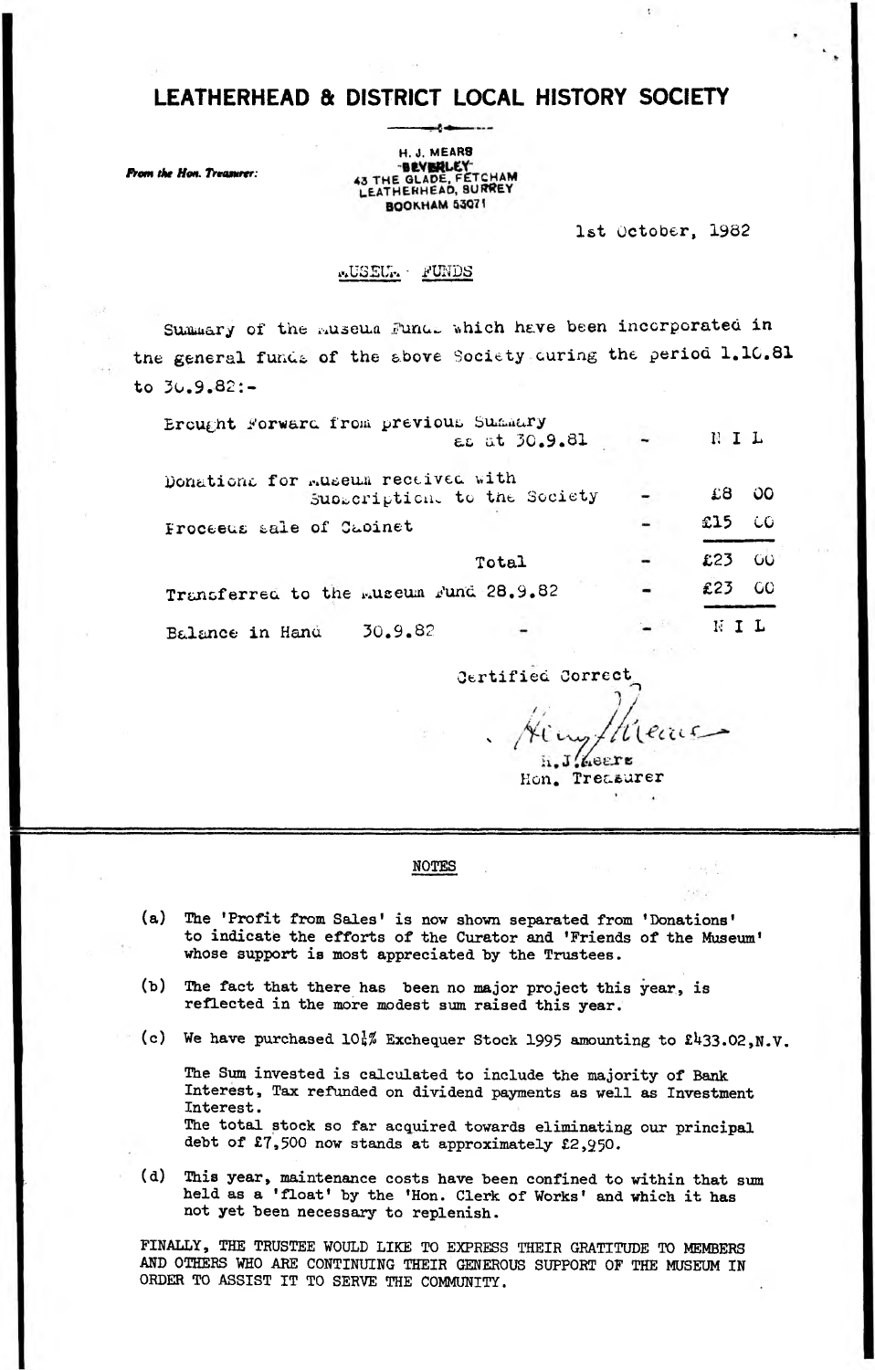# LEATHERHEAD & DISTRICT LOCAL HISTORY SOCIETY

*From the Hon. Treasurer:*

H. J. MEARS
"BEVERLEY"
43 THE GLADE, FETCHAM
LEATHERHEAD, SURREY
BOOKHAM 53071

1st October, 1982

MUSEUM FUNDS

Summary of the Museum Funds which have been incorporated in the general funds of the above Society during the period 1.10.81 to 30.9.82:-

| | | |
|---|---|---|
| Brought Forward from previous Summary as at 30.9.81 | - | N I L |
| Donations for Museum received with Subscriptions to the Society | - | £8 00 |
| Proceeds sale of Cabinet | - | £15 00 |
| Total | - | £23 00 |
| Transferred to the Museum Fund 28.9.82 | - | £23 00 |
| Balance in Hand 30.9.82 | - | N I L |

Certified Correct

Henry Mears
H.J. Mears
Hon. Treasurer

NOTES

(a) The 'Profit from Sales' is now shown separated from 'Donations' to indicate the efforts of the Curator and 'Friends of the Museum' whose support is most appreciated by the Trustees.

(b) The fact that there has been no major project this year, is reflected in the more modest sum raised this year.

(c) We have purchased 10¼% Exchequer Stock 1995 amounting to £433.02,N.V.

The Sum invested is calculated to include the majority of Bank Interest, Tax refunded on dividend payments as well as Investment Interest.
The total stock so far acquired towards eliminating our principal debt of £7,500 now stands at approximately £2,950.

(d) This year, maintenance costs have been confined to within that sum held as a 'float' by the 'Hon. Clerk of Works' and which it has not yet been necessary to replenish.

FINALLY, THE TRUSTEE WOULD LIKE TO EXPRESS THEIR GRATITUDE TO MEMBERS AND OTHERS WHO ARE CONTINUING THEIR GENEROUS SUPPORT OF THE MUSEUM IN ORDER TO ASSIST IT TO SERVE THE COMMUNITY.